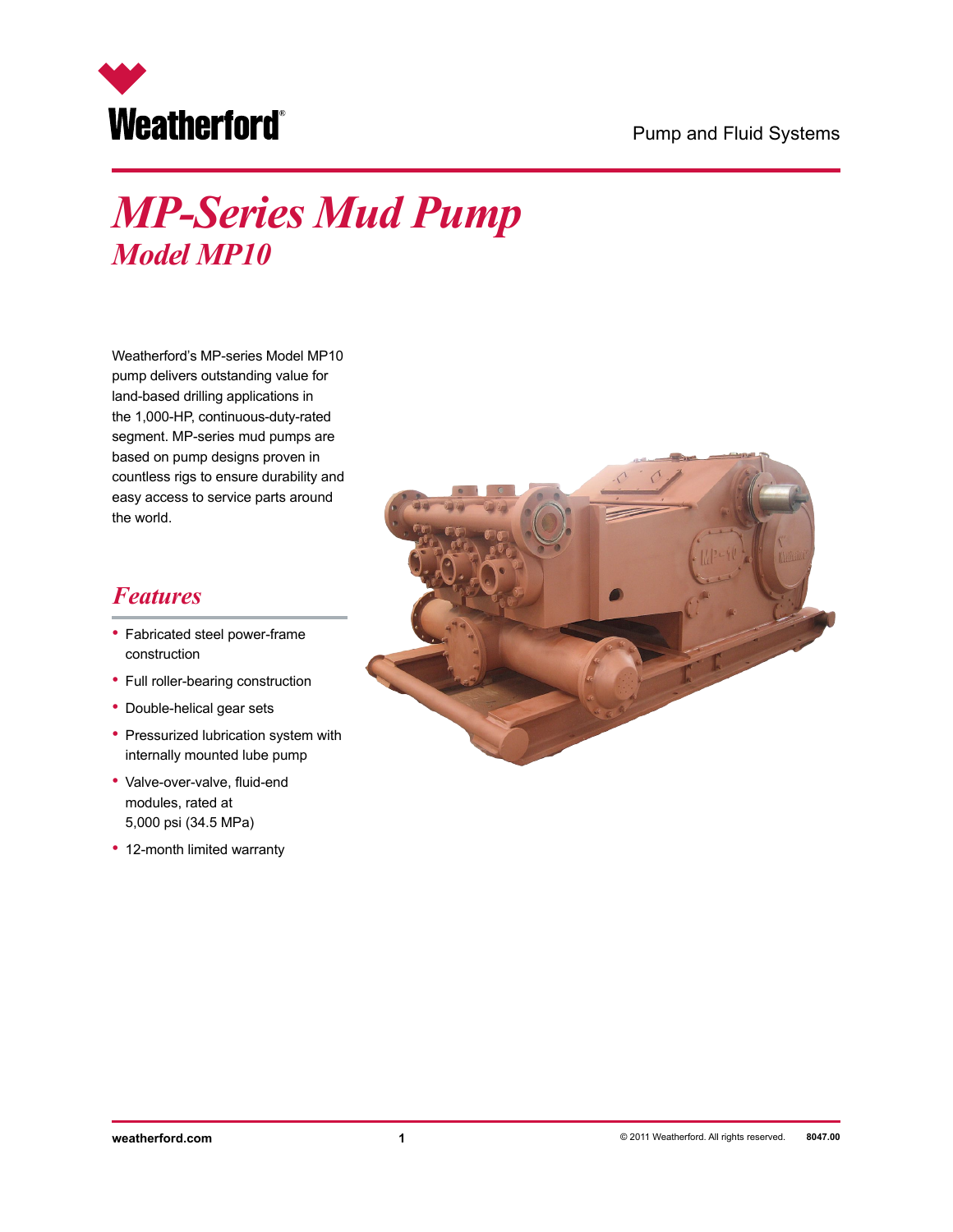# MP-Series Mud Pump

## Model MP10

Weatherford's MP-series Model MP10 pump delivers outstanding value for land-based drilling applications in the 1,000-HP, continuous-duty-rated segment. MP-series mud pumps are based on pump designs proven in countless rigs to ensure durability and easy access to service parts around the world.

## Features

- Fabricated steel power-frame construction
- Full roller-bearing construction
- Double-helical gear sets
- Pressurized lubrication system with internally mounted lube pump
- Valve-over-valve, fluid-end modules, rated at 5,000 psi (34.5 MPa)
- 12-month limited warranty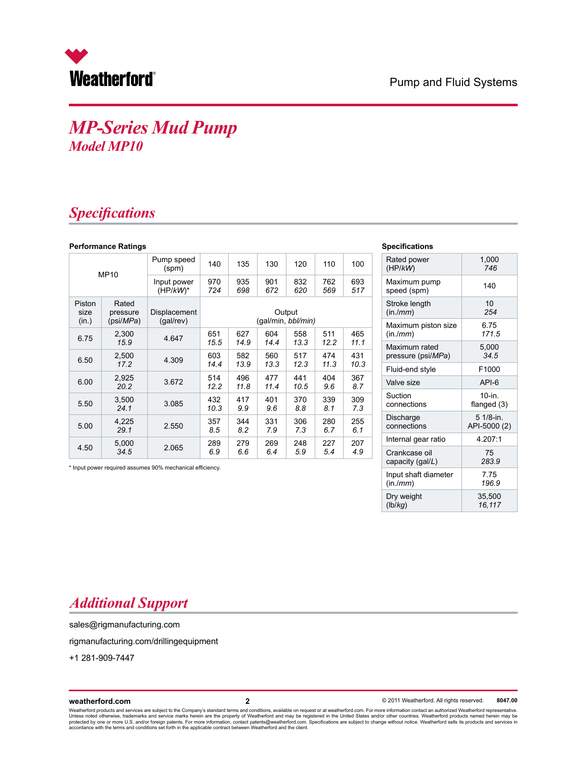# MP-Series Mud Pump

## Model MP10

## Specifications

**Performance Ratings**

| MP10 | | | Pump speed (spm) | 140 | 135 | 130 | 120 | 110 | 100 |
|---|---|---|---|---|---|---|---|---|---|
| | | | Input power (HP/*kW*)* | 970 *724* | 935 *698* | 901 *672* | 832 *620* | 762 *569* | 693 *517* |
| Piston size (in.) | Rated pressure (psi/*MPa*) | Displacement (gal/rev) | | Output (gal/min, *bbl/min*) | | | | | |
| 6.75 | 2,300 *15.9* | 4.647 | | 651 *15.5* | 627 *14.9* | 604 *14.4* | 558 *13.3* | 511 *12.2* | 465 *11.1* |
| 6.50 | 2,500 *17.2* | 4.309 | | 603 *14.4* | 582 *13.9* | 560 *13.3* | 517 *12.3* | 474 *11.3* | 431 *10.3* |
| 6.00 | 2,925 *20.2* | 3.672 | | 514 *12.2* | 496 *11.8* | 477 *11.4* | 441 *10.5* | 404 *9.6* | 367 *8.7* |
| 5.50 | 3,500 *24.1* | 3.085 | | 432 *10.3* | 417 *9.9* | 401 *9.6* | 370 *8.8* | 339 *8.1* | 309 *7.3* |
| 5.00 | 4,225 *29.1* | 2.550 | | 357 *8.5* | 344 *8.2* | 331 *7.9* | 306 *7.3* | 280 *6.7* | 255 *6.1* |
| 4.50 | 5,000 *34.5* | 2.065 | | 289 *6.9* | 279 *6.6* | 269 *6.4* | 248 *5.9* | 227 *5.4* | 207 *4.9* |

* Input power required assumes 90% mechanical efficiency.

**Specifications**

| | |
|---|---|
| Rated power (HP/*kW*) | 1,000 *746* |
| Maximum pump speed (spm) | 140 |
| Stroke length (in./*mm*) | 10 *254* |
| Maximum piston size (in./*mm*) | 6.75 *171.5* |
| Maximum rated pressure (psi/*MPa*) | 5,000 *34.5* |
| Fluid-end style | F1000 |
| Valve size | API-6 |
| Suction connections | 10-in. flanged (3) |
| Discharge connections | 5 1/8-in. API-5000 (2) |
| Internal gear ratio | 4.207:1 |
| Crankcase oil capacity (gal/*L*) | 75 *283.9* |
| Input shaft diameter (in./*mm*) | 7.75 *196.9* |
| Dry weight (lb/*kg*) | 35,500 *16,117* |

## Additional Support

sales@rigmanufacturing.com

rigmanufacturing.com/drillingequipment

+1 281-909-7447

**weatherford.com**

© 2011 Weatherford. All rights reserved. **8047.00**

Weatherford products and services are subject to the Company's standard terms and conditions, available on request or at weatherford.com. For more information contact an authorized Weatherford representative. Unless noted otherwise, trademarks and service marks herein are the property of Weatherford and may be registered in the United States and/or other countries. Weatherford products named herein may be protected by one or more U.S. and/or foreign patents. For more information, contact patents@weatherford.com. Specifications are subject to change without notice. Weatherford sells its products and services in accordance with the terms and conditions set forth in the applicable contract between Weatherford and the client.